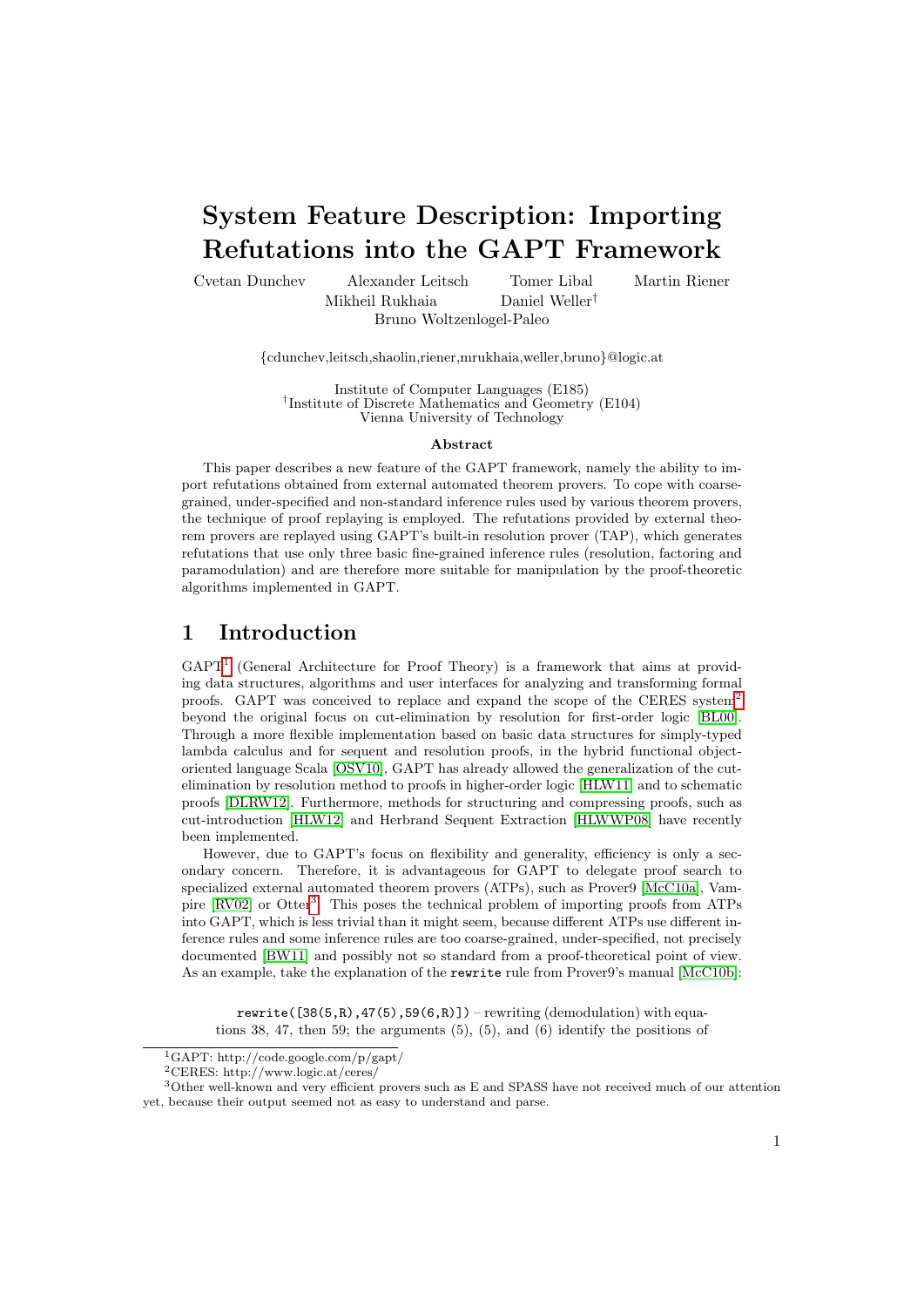# System Feature Description: Importing Refutations into the GAPT Framework

Cvetan Dunchev Alexander Leitsch Tomer Libal Martin Riener
Mikheil Rukhaia Daniel Weller[†]
Bruno Woltzenlogel-Paleo

{cdunchev,leitsch,shaolin,riener,mrukhaia,weller,bruno}@logic.at

Institute of Computer Languages (E185)
[†]Institute of Discrete Mathematics and Geometry (E104)
Vienna University of Technology

**Abstract**

This paper describes a new feature of the GAPT framework, namely the ability to import refutations obtained from external automated theorem provers. To cope with coarse-grained, under-specified and non-standard inference rules used by various theorem provers, the technique of proof replaying is employed. The refutations provided by external theorem provers are replayed using GAPT's built-in resolution prover (TAP), which generates refutations that use only three basic fine-grained inference rules (resolution, factoring and paramodulation) and are therefore more suitable for manipulation by the proof-theoretic algorithms implemented in GAPT.

## 1 Introduction

GAPT[1] (General Architecture for Proof Theory) is a framework that aims at providing data structures, algorithms and user interfaces for analyzing and transforming formal proofs. GAPT was conceived to replace and expand the scope of the CERES system[2] beyond the original focus on cut-elimination by resolution for first-order logic [BL00]. Through a more flexible implementation based on basic data structures for simply-typed lambda calculus and for sequent and resolution proofs, in the hybrid functional object-oriented language Scala [OSV10], GAPT has already allowed the generalization of the cut-elimination by resolution method to proofs in higher-order logic [HLW11] and to schematic proofs [DLRW12]. Furthermore, methods for structuring and compressing proofs, such as cut-introduction [HLW12] and Herbrand Sequent Extraction [HLWWP08] have recently been implemented.

However, due to GAPT's focus on flexibility and generality, efficiency is only a secondary concern. Therefore, it is advantageous for GAPT to delegate proof search to specialized external automated theorem provers (ATPs), such as Prover9 [McC10a], Vampire [RV02] or Otter[3]. This poses the technical problem of importing proofs from ATPs into GAPT, which is less trivial than it might seem, because different ATPs use different inference rules and some inference rules are too coarse-grained, under-specified, not precisely documented [BW11] and possibly not so standard from a proof-theoretical point of view. As an example, take the explanation of the `rewrite` rule from Prover9's manual [McC10b]:

> `rewrite([38(5,R),47(5),59(6,R)])` – rewriting (demodulation) with equations 38, 47, then 59; the arguments (5), (5), and (6) identify the positions of

[1] GAPT: http://code.google.com/p/gapt/

[2] CERES: http://www.logic.at/ceres/

[3] Other well-known and very efficient provers such as E and SPASS have not received much of our attention yet, because their output seemed not as easy to understand and parse.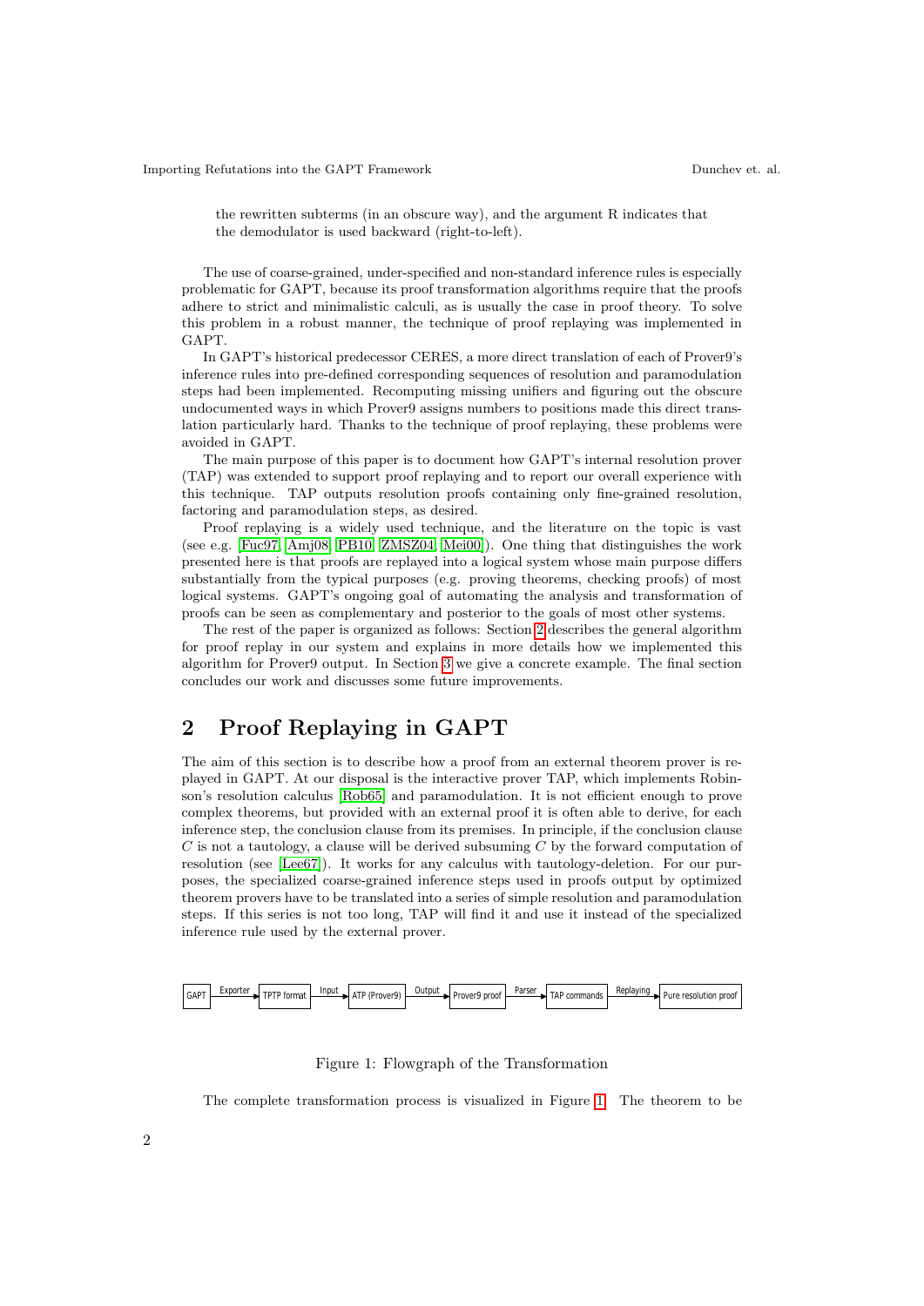the rewritten subterms (in an obscure way), and the argument R indicates that the demodulator is used backward (right-to-left).

The use of coarse-grained, under-specified and non-standard inference rules is especially problematic for GAPT, because its proof transformation algorithms require that the proofs adhere to strict and minimalistic calculi, as is usually the case in proof theory. To solve this problem in a robust manner, the technique of proof replaying was implemented in GAPT.

In GAPT's historical predecessor CERES, a more direct translation of each of Prover9's inference rules into pre-defined corresponding sequences of resolution and paramodulation steps had been implemented. Recomputing missing unifiers and figuring out the obscure undocumented ways in which Prover9 assigns numbers to positions made this direct translation particularly hard. Thanks to the technique of proof replaying, these problems were avoided in GAPT.

The main purpose of this paper is to document how GAPT's internal resolution prover (TAP) was extended to support proof replaying and to report our overall experience with this technique. TAP outputs resolution proofs containing only fine-grained resolution, factoring and paramodulation steps, as desired.

Proof replaying is a widely used technique, and the literature on the topic is vast (see e.g. [Fuc97, Amj08, PB10, ZMSZ04, Mei00]). One thing that distinguishes the work presented here is that proofs are replayed into a logical system whose main purpose differs substantially from the typical purposes (e.g. proving theorems, checking proofs) of most logical systems. GAPT's ongoing goal of automating the analysis and transformation of proofs can be seen as complementary and posterior to the goals of most other systems.

The rest of the paper is organized as follows: Section 2 describes the general algorithm for proof replay in our system and explains in more details how we implemented this algorithm for Prover9 output. In Section 3 we give a concrete example. The final section concludes our work and discusses some future improvements.

## 2 Proof Replaying in GAPT

The aim of this section is to describe how a proof from an external theorem prover is replayed in GAPT. At our disposal is the interactive prover TAP, which implements Robinson's resolution calculus [Rob65] and paramodulation. It is not efficient enough to prove complex theorems, but provided with an external proof it is often able to derive, for each inference step, the conclusion clause from its premises. In principle, if the conclusion clause $C$ is not a tautology, a clause will be derived subsuming $C$ by the forward computation of resolution (see [Lee67]). It works for any calculus with tautology-deletion. For our purposes, the specialized coarse-grained inference steps used in proofs output by optimized theorem provers have to be translated into a series of simple resolution and paramodulation steps. If this series is not too long, TAP will find it and use it instead of the specialized inference rule used by the external prover.

GAPT —Exporter→ TPTP format —Input→ ATP (Prover9) —Output→ Prover9 proof —Parser→ TAP commands —Replaying→ Pure resolution proof

Figure 1: Flowgraph of the Transformation

The complete transformation process is visualized in Figure 1. The theorem to be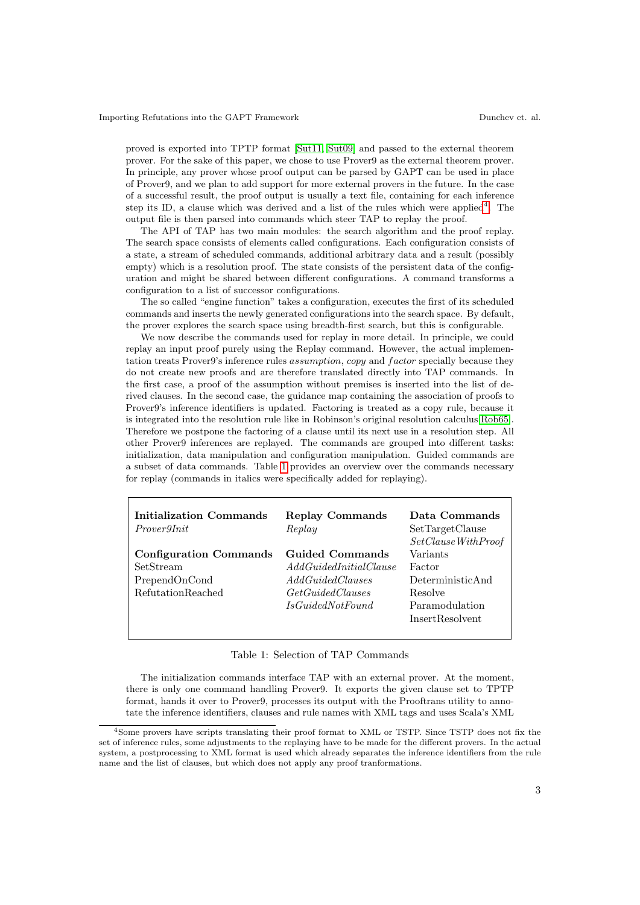proved is exported into TPTP format [Sut11, Sut09] and passed to the external theorem prover. For the sake of this paper, we chose to use Prover9 as the external theorem prover. In principle, any prover whose proof output can be parsed by GAPT can be used in place of Prover9, and we plan to add support for more external provers in the future. In the case of a successful result, the proof output is usually a text file, containing for each inference step its ID, a clause which was derived and a list of the rules which were applied[4]. The output file is then parsed into commands which steer TAP to replay the proof.

The API of TAP has two main modules: the search algorithm and the proof replay. The search space consists of elements called configurations. Each configuration consists of a state, a stream of scheduled commands, additional arbitrary data and a result (possibly empty) which is a resolution proof. The state consists of the persistent data of the configuration and might be shared between different configurations. A command transforms a configuration to a list of successor configurations.

The so called "engine function" takes a configuration, executes the first of its scheduled commands and inserts the newly generated configurations into the search space. By default, the prover explores the search space using breadth-first search, but this is configurable.

We now describe the commands used for replay in more detail. In principle, we could replay an input proof purely using the Replay command. However, the actual implementation treats Prover9's inference rules *assumption*, *copy* and *factor* specially because they do not create new proofs and are therefore translated directly into TAP commands. In the first case, a proof of the assumption without premises is inserted into the list of derived clauses. In the second case, the guidance map containing the association of proofs to Prover9's inference identifiers is updated. Factoring is treated as a copy rule, because it is integrated into the resolution rule like in Robinson's original resolution calculus [Rob65]. Therefore we postpone the factoring of a clause until its next use in a resolution step. All other Prover9 inferences are replayed. The commands are grouped into different tasks: initialization, data manipulation and configuration manipulation. Guided commands are a subset of data commands. Table 1 provides an overview over the commands necessary for replay (commands in italics were specifically added for replaying).

| **Initialization Commands** | **Replay Commands** | **Data Commands** |
|---|---|---|
| *Prover9Init* | *Replay* | SetTargetClause |
| | | *SetClauseWithProof* |
| **Configuration Commands** | **Guided Commands** | Variants |
| SetStream | *AddGuidedInitialClause* | Factor |
| PrependOnCond | *AddGuidedClauses* | DeterministicAnd |
| RefutationReached | *GetGuidedClauses* | Resolve |
| | *IsGuidedNotFound* | Paramodulation |
| | | InsertResolvent |

Table 1: Selection of TAP Commands

The initialization commands interface TAP with an external prover. At the moment, there is only one command handling Prover9. It exports the given clause set to TPTP format, hands it over to Prover9, processes its output with the Prooftrans utility to annotate the inference identifiers, clauses and rule names with XML tags and uses Scala's XML

[4] Some provers have scripts translating their proof format to XML or TSTP. Since TSTP does not fix the set of inference rules, some adjustments to the replaying have to be made for the different provers. In the actual system, a postprocessing to XML format is used which already separates the inference identifiers from the rule name and the list of clauses, but which does not apply any proof tranformations.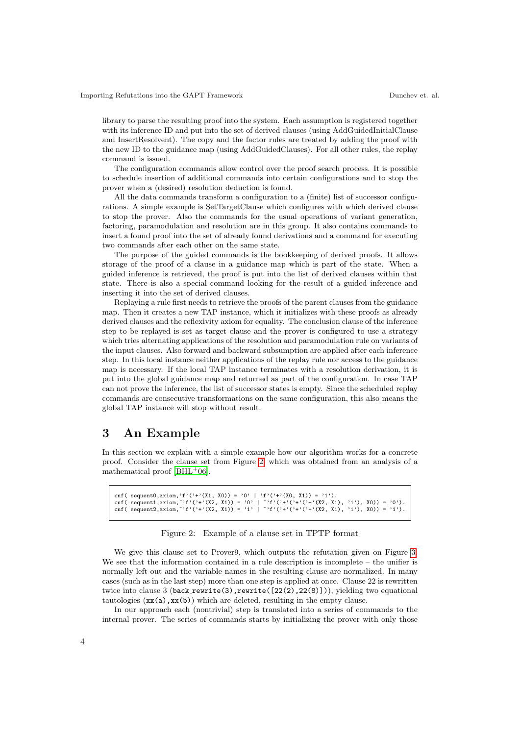library to parse the resulting proof into the system. Each assumption is registered together with its inference ID and put into the set of derived clauses (using AddGuidedInitialClause and InsertResolvent). The copy and the factor rules are treated by adding the proof with the new ID to the guidance map (using AddGuidedClauses). For all other rules, the replay command is issued.

The configuration commands allow control over the proof search process. It is possible to schedule insertion of additional commands into certain configurations and to stop the prover when a (desired) resolution deduction is found.

All the data commands transform a configuration to a (finite) list of successor configurations. A simple example is SetTargetClause which configures with which derived clause to stop the prover. Also the commands for the usual operations of variant generation, factoring, paramodulation and resolution are in this group. It also contains commands to insert a found proof into the set of already found derivations and a command for executing two commands after each other on the same state.

The purpose of the guided commands is the bookkeeping of derived proofs. It allows storage of the proof of a clause in a guidance map which is part of the state. When a guided inference is retrieved, the proof is put into the list of derived clauses within that state. There is also a special command looking for the result of a guided inference and inserting it into the set of derived clauses.

Replaying a rule first needs to retrieve the proofs of the parent clauses from the guidance map. Then it creates a new TAP instance, which it initializes with these proofs as already derived clauses and the reflexivity axiom for equality. The conclusion clause of the inference step to be replayed is set as target clause and the prover is configured to use a strategy which tries alternating applications of the resolution and paramodulation rule on variants of the input clauses. Also forward and backward subsumption are applied after each inference step. In this local instance neither applications of the replay rule nor access to the guidance map is necessary. If the local TAP instance terminates with a resolution derivation, it is put into the global guidance map and returned as part of the configuration. In case TAP can not prove the inference, the list of successor states is empty. Since the scheduled replay commands are consecutive transformations on the same configuration, this also means the global TAP instance will stop without result.

# 3 An Example

In this section we explain with a simple example how our algorithm works for a concrete proof. Consider the clause set from Figure 2 which was obtained from an analysis of a mathematical proof [BHL+06].

```
cnf( sequent0,axiom,'f'('+'(X1, X0)) = '0' | 'f'('+'(X0, X1)) = '1').
cnf( sequent1,axiom,~'f'('+'(X2, X1)) = '0' | ~'f'('+'('+'('+'(X2, X1), '1'), X0)) = '0').
cnf( sequent2,axiom,~'f'('+'(X2, X1)) = '1' | ~'f'('+'('+'('+'(X2, X1), '1'), X0)) = '1').
```

Figure 2: Example of a clause set in TPTP format

We give this clause set to Prover9, which outputs the refutation given on Figure 3. We see that the information contained in a rule description is incomplete – the unifier is normally left out and the variable names in the resulting clause are normalized. In many cases (such as in the last step) more than one step is applied at once. Clause 22 is rewritten twice into clause 3 (`back_rewrite(3),rewrite([22(2),22(8)])`), yielding two equational tautologies (`xx(a),xx(b)`) which are deleted, resulting in the empty clause.

In our approach each (nontrivial) step is translated into a series of commands to the internal prover. The series of commands starts by initializing the prover with only those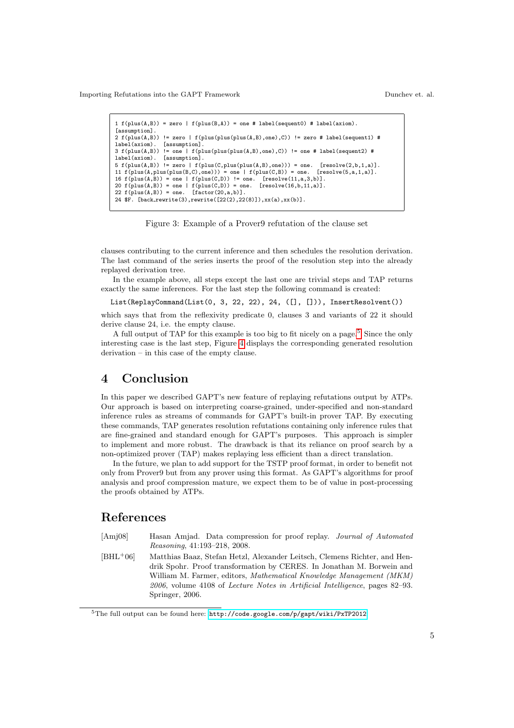```
1 f(plus(A,B)) = zero | f(plus(B,A)) = one # label(sequent0) # label(axiom).
[assumption].
2 f(plus(A,B)) != zero | f(plus(plus(plus(A,B),one),C)) != zero # label(sequent1) #
label(axiom).  [assumption].
3 f(plus(A,B)) != one | f(plus(plus(plus(A,B),one),C)) != one # label(sequent2) #
label(axiom).  [assumption].
5 f(plus(A,B)) != zero | f(plus(C,plus(plus(A,B),one))) = one.  [resolve(2,b,1,a)].
11 f(plus(A,plus(plus(B,C),one))) = one | f(plus(C,B)) = one.  [resolve(5,a,1,a)].
16 f(plus(A,B)) = one | f(plus(C,D)) != one.  [resolve(11,a,3,b)].
20 f(plus(A,B)) = one | f(plus(C,D)) = one.  [resolve(16,b,11,a)].
22 f(plus(A,B)) = one.  [factor(20,a,b)].
24 $F. [back_rewrite(3),rewrite([22(2),22(8)]),xx(a),xx(b)].
```

Figure 3: Example of a Prover9 refutation of the clause set

clauses contributing to the current inference and then schedules the resolution derivation. The last command of the series inserts the proof of the resolution step into the already replayed derivation tree.

In the example above, all steps except the last one are trivial steps and TAP returns exactly the same inferences. For the last step the following command is created:

```
List(ReplayCommand(List(0, 3, 22, 22), 24, ([], [])), InsertResolvent())
```

which says that from the reflexivity predicate 0, clauses 3 and variants of 22 it should derive clause 24, i.e. the empty clause.

A full output of TAP for this example is too big to fit nicely on a page.[5] Since the only interesting case is the last step, Figure 4 displays the corresponding generated resolution derivation – in this case of the empty clause.

## 4 Conclusion

In this paper we described GAPT's new feature of replaying refutations output by ATPs. Our approach is based on interpreting coarse-grained, under-specified and non-standard inference rules as streams of commands for GAPT's built-in prover TAP. By executing these commands, TAP generates resolution refutations containing only inference rules that are fine-grained and standard enough for GAPT's purposes. This approach is simpler to implement and more robust. The drawback is that its reliance on proof search by a non-optimized prover (TAP) makes replaying less efficient than a direct translation.

In the future, we plan to add support for the TSTP proof format, in order to benefit not only from Prover9 but from any prover using this format. As GAPT's algorithms for proof analysis and proof compression mature, we expect them to be of value in post-processing the proofs obtained by ATPs.

## References

[Amj08] Hasan Amjad. Data compression for proof replay. *Journal of Automated Reasoning*, 41:193–218, 2008.

[BHL+06] Matthias Baaz, Stefan Hetzl, Alexander Leitsch, Clemens Richter, and Hendrik Spohr. Proof transformation by CERES. In Jonathan M. Borwein and William M. Farmer, editors, *Mathematical Knowledge Management (MKM) 2006*, volume 4108 of *Lecture Notes in Artificial Intelligence*, pages 82–93. Springer, 2006.

[5] The full output can be found here: http://code.google.com/p/gapt/wiki/PxTP2012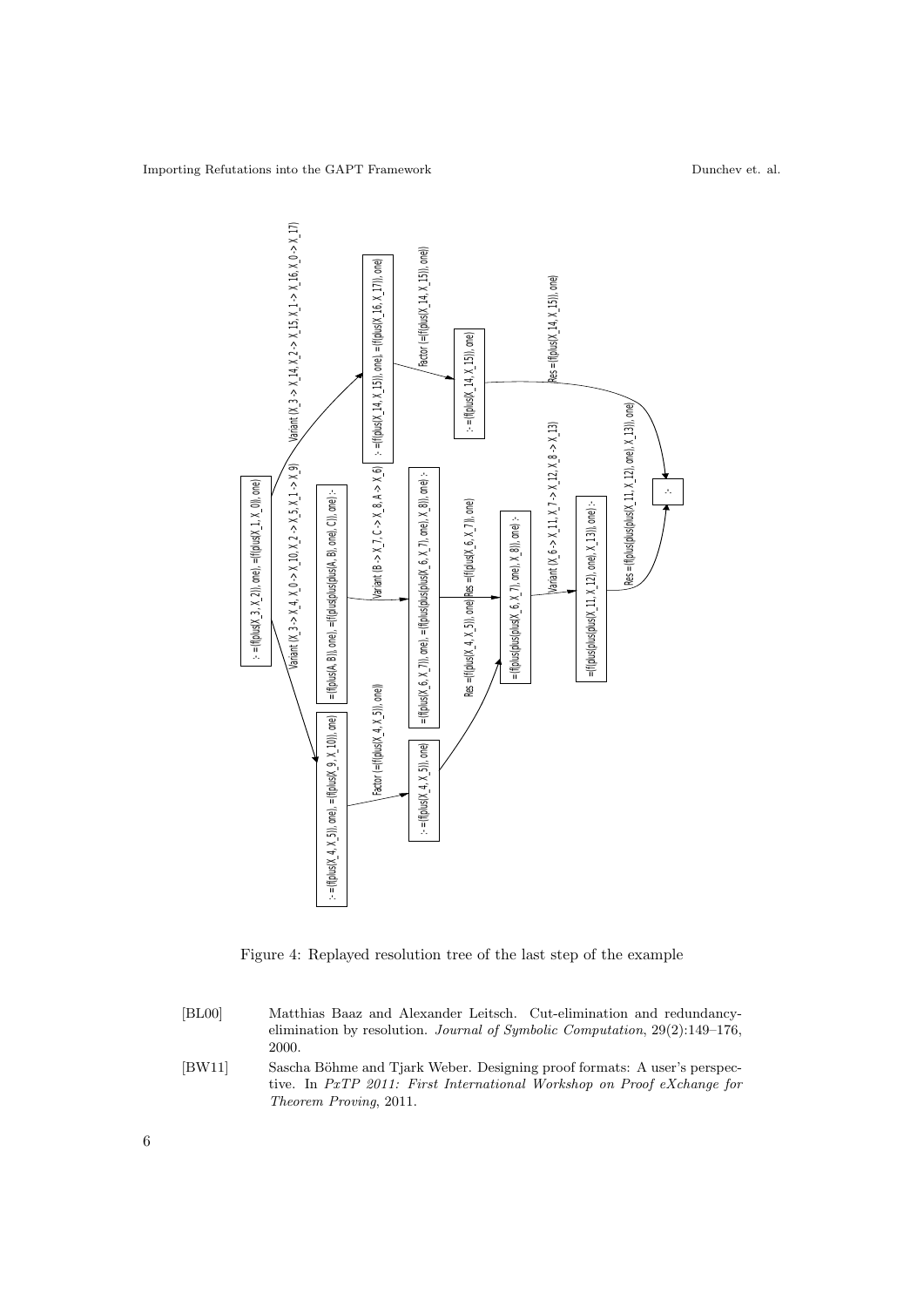Figure 4: Replayed resolution tree of the last step of the example

[BL00] Matthias Baaz and Alexander Leitsch. Cut-elimination and redundancy-elimination by resolution. *Journal of Symbolic Computation*, 29(2):149–176, 2000.

[BW11] Sascha Böhme and Tjark Weber. Designing proof formats: A user's perspective. In *PxTP 2011: First International Workshop on Proof eXchange for Theorem Proving*, 2011.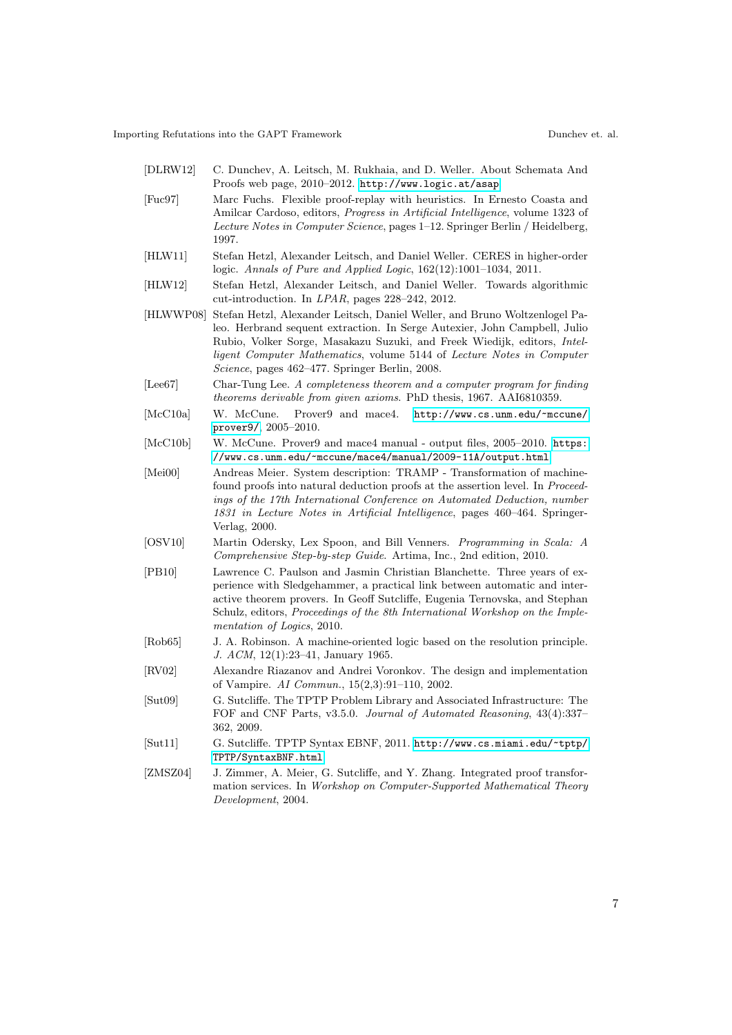[DLRW12] C. Dunchev, A. Leitsch, M. Rukhaia, and D. Weller. About Schemata And Proofs web page, 2010–2012. http://www.logic.at/asap

[Fuc97] Marc Fuchs. Flexible proof-replay with heuristics. In Ernesto Coasta and Amilcar Cardoso, editors, *Progress in Artificial Intelligence*, volume 1323 of *Lecture Notes in Computer Science*, pages 1–12. Springer Berlin / Heidelberg, 1997.

[HLW11] Stefan Hetzl, Alexander Leitsch, and Daniel Weller. CERES in higher-order logic. *Annals of Pure and Applied Logic*, 162(12):1001–1034, 2011.

[HLW12] Stefan Hetzl, Alexander Leitsch, and Daniel Weller. Towards algorithmic cut-introduction. In *LPAR*, pages 228–242, 2012.

[HLWWP08] Stefan Hetzl, Alexander Leitsch, Daniel Weller, and Bruno Woltzenlogel Paleo. Herbrand sequent extraction. In Serge Autexier, John Campbell, Julio Rubio, Volker Sorge, Masakazu Suzuki, and Freek Wiedijk, editors, *Intelligent Computer Mathematics*, volume 5144 of *Lecture Notes in Computer Science*, pages 462–477. Springer Berlin, 2008.

[Lee67] Char-Tung Lee. *A completeness theorem and a computer program for finding theorems derivable from given axioms*. PhD thesis, 1967. AAI6810359.

[McC10a] W. McCune. Prover9 and mace4. http://www.cs.unm.edu/~mccune/prover9/, 2005–2010.

[McC10b] W. McCune. Prover9 and mace4 manual - output files, 2005–2010. https://www.cs.unm.edu/~mccune/mace4/manual/2009-11A/output.html

[Mei00] Andreas Meier. System description: TRAMP - Transformation of machine-found proofs into natural deduction proofs at the assertion level. In *Proceedings of the 17th International Conference on Automated Deduction, number 1831 in Lecture Notes in Artificial Intelligence*, pages 460–464. Springer-Verlag, 2000.

[OSV10] Martin Odersky, Lex Spoon, and Bill Venners. *Programming in Scala: A Comprehensive Step-by-step Guide*. Artima, Inc., 2nd edition, 2010.

[PB10] Lawrence C. Paulson and Jasmin Christian Blanchette. Three years of experience with Sledgehammer, a practical link between automatic and interactive theorem provers. In Geoff Sutcliffe, Eugenia Ternovska, and Stephan Schulz, editors, *Proceedings of the 8th International Workshop on the Implementation of Logics*, 2010.

[Rob65] J. A. Robinson. A machine-oriented logic based on the resolution principle. *J. ACM*, 12(1):23–41, January 1965.

[RV02] Alexandre Riazanov and Andrei Voronkov. The design and implementation of Vampire. *AI Commun.*, 15(2,3):91–110, 2002.

[Sut09] G. Sutcliffe. The TPTP Problem Library and Associated Infrastructure: The FOF and CNF Parts, v3.5.0. *Journal of Automated Reasoning*, 43(4):337–362, 2009.

[Sut11] G. Sutcliffe. TPTP Syntax EBNF, 2011. http://www.cs.miami.edu/~tptp/TPTP/SyntaxBNF.html

[ZMSZ04] J. Zimmer, A. Meier, G. Sutcliffe, and Y. Zhang. Integrated proof transformation services. In *Workshop on Computer-Supported Mathematical Theory Development*, 2004.